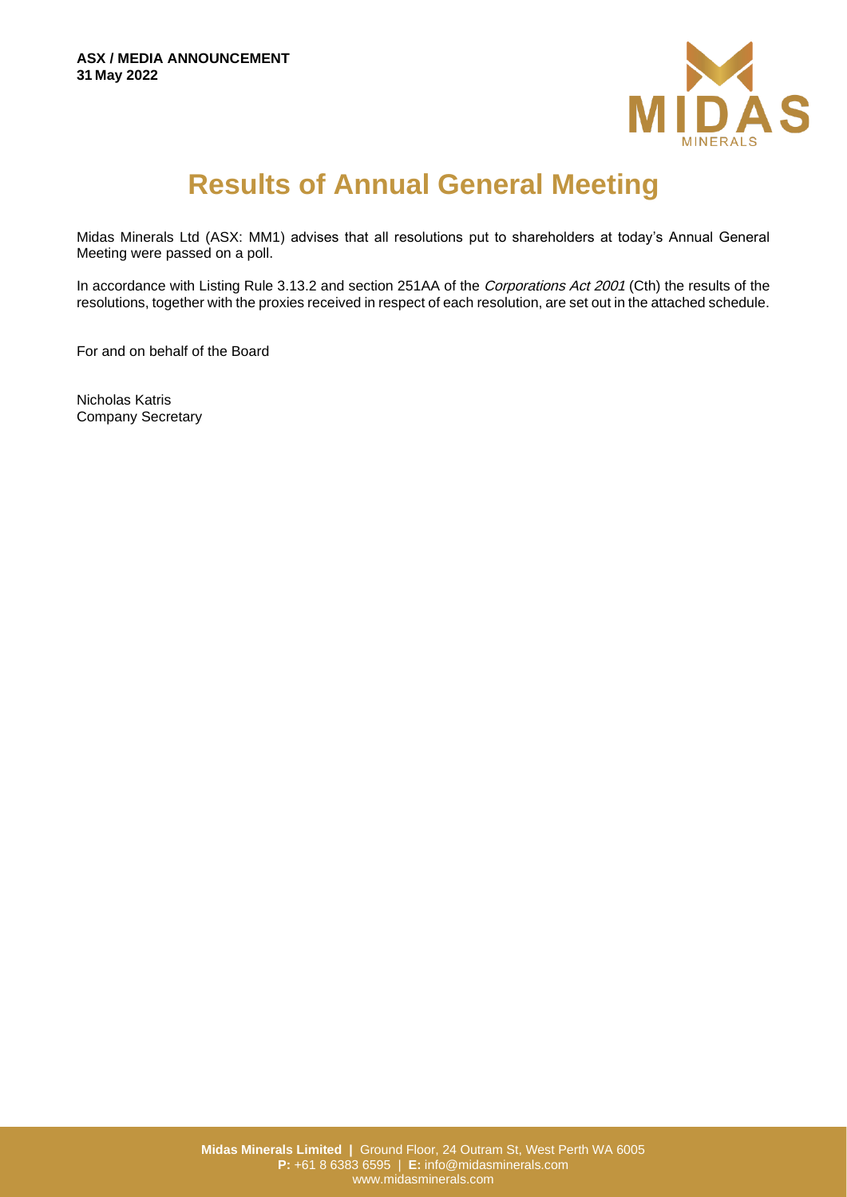**ASX / MEDIA ANNOUNCEMENT**
**31 May 2022**

# Results of Annual General Meeting

Midas Minerals Ltd (ASX: MM1) advises that all resolutions put to shareholders at today's Annual General Meeting were passed on a poll.

In accordance with Listing Rule 3.13.2 and section 251AA of the *Corporations Act 2001* (Cth) the results of the resolutions, together with the proxies received in respect of each resolution, are set out in the attached schedule.

For and on behalf of the Board

Nicholas Katris
Company Secretary

**Midas Minerals Limited |** Ground Floor, 24 Outram St, West Perth WA 6005
**P:** +61 8 6383 6595 | **E:** info@midasminerals.com
www.midasminerals.com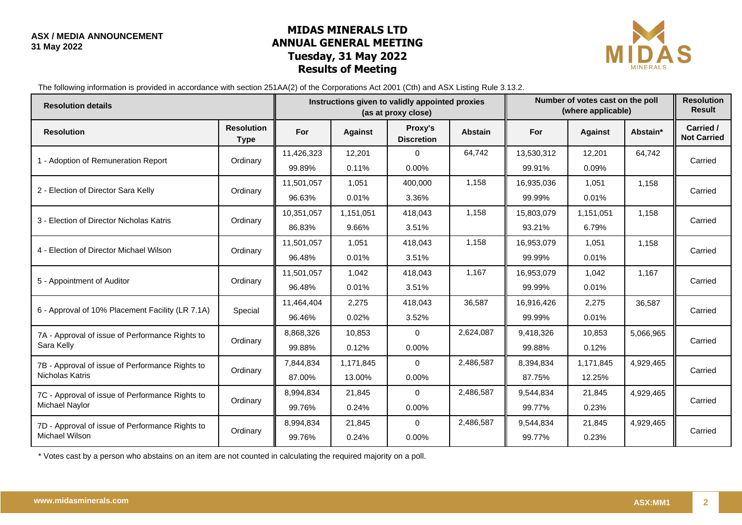**ASX / MEDIA ANNOUNCEMENT**
**31 May 2022**

# MIDAS MINERALS LTD
# ANNUAL GENERAL MEETING
## Tuesday, 31 May 2022
## Results of Meeting

The following information is provided in accordance with section 251AA(2) of the Corporations Act 2001 (Cth) and ASX Listing Rule 3.13.2.

| Resolution details | | Instructions given to validly appointed proxies (as at proxy close) | | | | Number of votes cast on the poll (where applicable) | | | Resolution Result |
|---|---|---|---|---|---|---|---|---|---|
| **Resolution** | **Resolution Type** | **For** | **Against** | **Proxy's Discretion** | **Abstain** | **For** | **Against** | **Abstain*** | **Carried / Not Carried** |
| 1 - Adoption of Remuneration Report | Ordinary | 11,426,323<br>99.89% | 12,201<br>0.11% | 0<br>0.00% | 64,742 | 13,530,312<br>99.91% | 12,201<br>0.09% | 64,742 | Carried |
| 2 - Election of Director Sara Kelly | Ordinary | 11,501,057<br>96.63% | 1,051<br>0.01% | 400,000<br>3.36% | 1,158 | 16,935,036<br>99.99% | 1,051<br>0.01% | 1,158 | Carried |
| 3 - Election of Director Nicholas Katris | Ordinary | 10,351,057<br>86.83% | 1,151,051<br>9.66% | 418,043<br>3.51% | 1,158 | 15,803,079<br>93.21% | 1,151,051<br>6.79% | 1,158 | Carried |
| 4 - Election of Director Michael Wilson | Ordinary | 11,501,057<br>96.48% | 1,051<br>0.01% | 418,043<br>3.51% | 1,158 | 16,953,079<br>99.99% | 1,051<br>0.01% | 1,158 | Carried |
| 5 - Appointment of Auditor | Ordinary | 11,501,057<br>96.48% | 1,042<br>0.01% | 418,043<br>3.51% | 1,167 | 16,953,079<br>99.99% | 1,042<br>0.01% | 1,167 | Carried |
| 6 - Approval of 10% Placement Facility (LR 7.1A) | Special | 11,464,404<br>96.46% | 2,275<br>0.02% | 418,043<br>3.52% | 36,587 | 16,916,426<br>99.99% | 2,275<br>0.01% | 36,587 | Carried |
| 7A - Approval of issue of Performance Rights to Sara Kelly | Ordinary | 8,868,326<br>99.88% | 10,853<br>0.12% | 0<br>0.00% | 2,624,087 | 9,418,326<br>99.88% | 10,853<br>0.12% | 5,066,965 | Carried |
| 7B - Approval of issue of Performance Rights to Nicholas Katris | Ordinary | 7,844,834<br>87.00% | 1,171,845<br>13.00% | 0<br>0.00% | 2,486,587 | 8,394,834<br>87.75% | 1,171,845<br>12.25% | 4,929,465 | Carried |
| 7C - Approval of issue of Performance Rights to Michael Naylor | Ordinary | 8,994,834<br>99.76% | 21,845<br>0.24% | 0<br>0.00% | 2,486,587 | 9,544,834<br>99.77% | 21,845<br>0.23% | 4,929,465 | Carried |
| 7D - Approval of issue of Performance Rights to Michael Wilson | Ordinary | 8,994,834<br>99.76% | 21,845<br>0.24% | 0<br>0.00% | 2,486,587 | 9,544,834<br>99.77% | 21,845<br>0.23% | 4,929,465 | Carried |

* Votes cast by a person who abstains on an item are not counted in calculating the required majority on a poll.